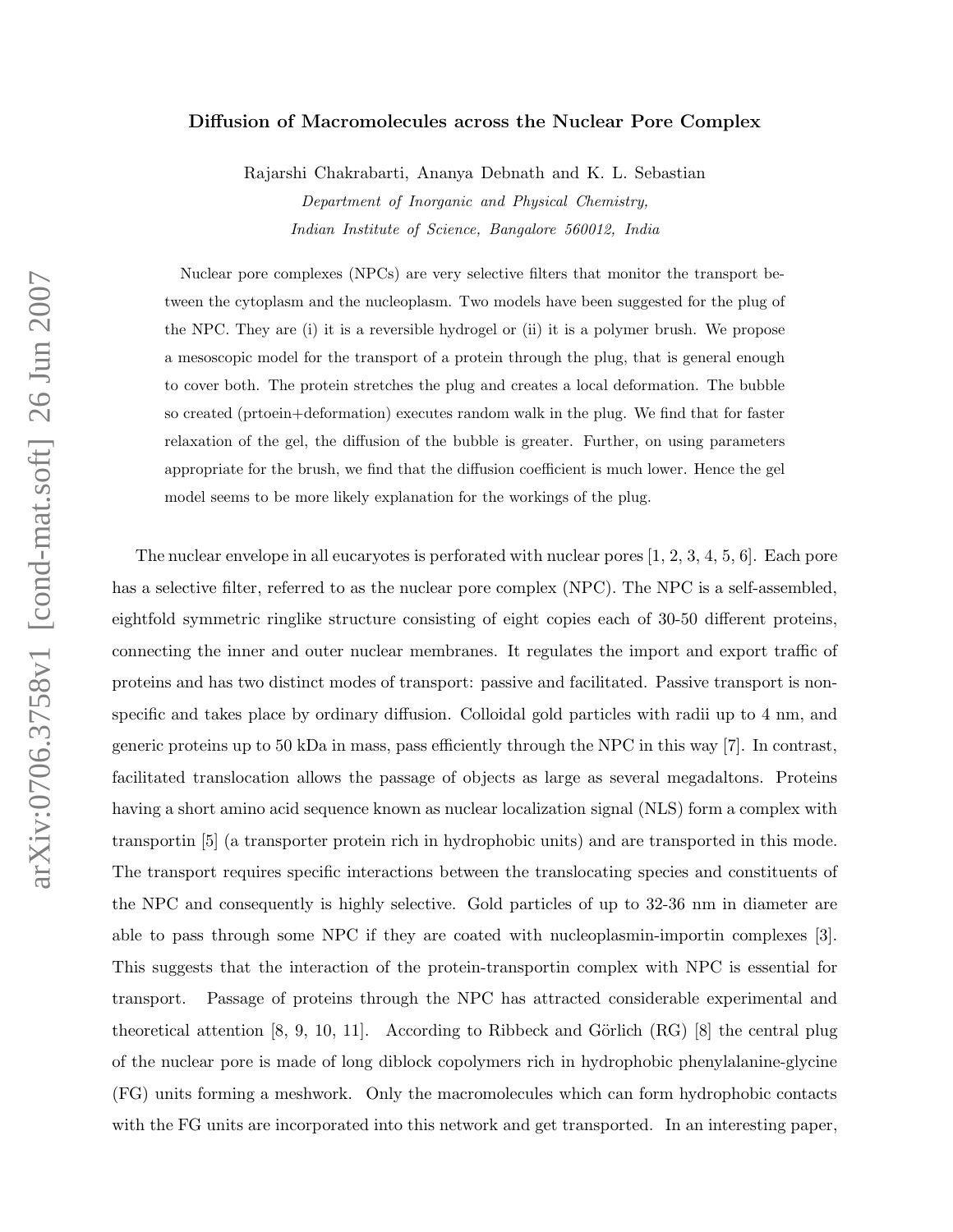# Diffusion of Macromolecules across the Nuclear Pore Complex

Rajarshi Chakrabarti, Ananya Debnath and K. L. Sebastian

*Department of Inorganic and Physical Chemistry,*
*Indian Institute of Science, Bangalore 560012, India*

Nuclear pore complexes (NPCs) are very selective filters that monitor the transport between the cytoplasm and the nucleoplasm. Two models have been suggested for the plug of the NPC. They are (i) it is a reversible hydrogel or (ii) it is a polymer brush. We propose a mesoscopic model for the transport of a protein through the plug, that is general enough to cover both. The protein stretches the plug and creates a local deformation. The bubble so created (prtoein+deformation) executes random walk in the plug. We find that for faster relaxation of the gel, the diffusion of the bubble is greater. Further, on using parameters appropriate for the brush, we find that the diffusion coefficient is much lower. Hence the gel model seems to be more likely explanation for the workings of the plug.

The nuclear envelope in all eucaryotes is perforated with nuclear pores [1, 2, 3, 4, 5, 6]. Each pore has a selective filter, referred to as the nuclear pore complex (NPC). The NPC is a self-assembled, eightfold symmetric ringlike structure consisting of eight copies each of 30-50 different proteins, connecting the inner and outer nuclear membranes. It regulates the import and export traffic of proteins and has two distinct modes of transport: passive and facilitated. Passive transport is non-specific and takes place by ordinary diffusion. Colloidal gold particles with radii up to 4 nm, and generic proteins up to 50 kDa in mass, pass efficiently through the NPC in this way [7]. In contrast, facilitated translocation allows the passage of objects as large as several megadaltons. Proteins having a short amino acid sequence known as nuclear localization signal (NLS) form a complex with transportin [5] (a transporter protein rich in hydrophobic units) and are transported in this mode. The transport requires specific interactions between the translocating species and constituents of the NPC and consequently is highly selective. Gold particles of up to 32-36 nm in diameter are able to pass through some NPC if they are coated with nucleoplasmin-importin complexes [3]. This suggests that the interaction of the protein-transportin complex with NPC is essential for transport. Passage of proteins through the NPC has attracted considerable experimental and theoretical attention [8, 9, 10, 11]. According to Ribbeck and Görlich (RG) [8] the central plug of the nuclear pore is made of long diblock copolymers rich in hydrophobic phenylalanine-glycine (FG) units forming a meshwork. Only the macromolecules which can form hydrophobic contacts with the FG units are incorporated into this network and get transported. In an interesting paper,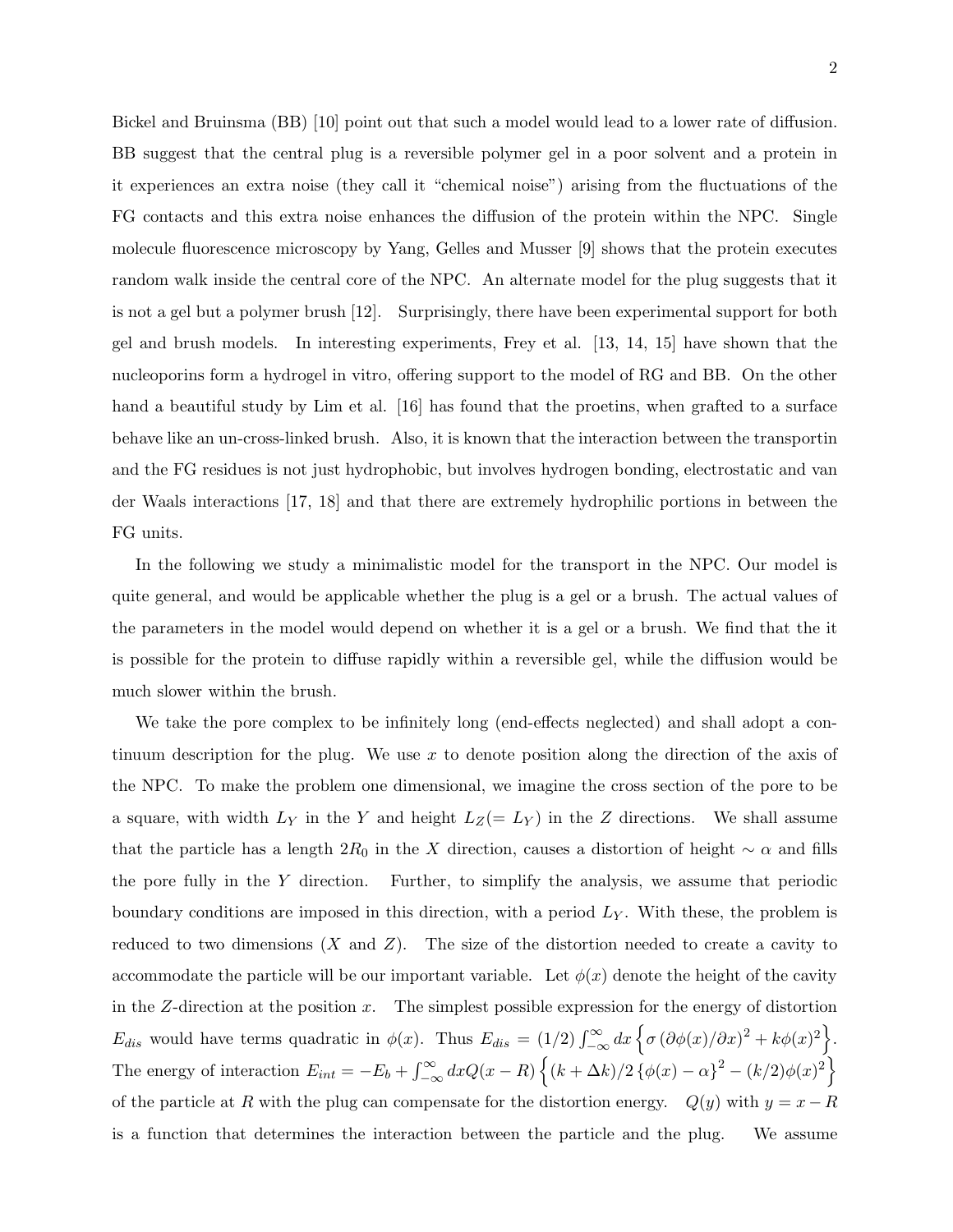Bickel and Bruinsma (BB) [10] point out that such a model would lead to a lower rate of diffusion. BB suggest that the central plug is a reversible polymer gel in a poor solvent and a protein in it experiences an extra noise (they call it "chemical noise") arising from the fluctuations of the FG contacts and this extra noise enhances the diffusion of the protein within the NPC. Single molecule fluorescence microscopy by Yang, Gelles and Musser [9] shows that the protein executes random walk inside the central core of the NPC. An alternate model for the plug suggests that it is not a gel but a polymer brush [12]. Surprisingly, there have been experimental support for both gel and brush models. In interesting experiments, Frey et al. [13, 14, 15] have shown that the nucleoporins form a hydrogel in vitro, offering support to the model of RG and BB. On the other hand a beautiful study by Lim et al. [16] has found that the proetins, when grafted to a surface behave like an un-cross-linked brush. Also, it is known that the interaction between the transportin and the FG residues is not just hydrophobic, but involves hydrogen bonding, electrostatic and van der Waals interactions [17, 18] and that there are extremely hydrophilic portions in between the FG units.

In the following we study a minimalistic model for the transport in the NPC. Our model is quite general, and would be applicable whether the plug is a gel or a brush. The actual values of the parameters in the model would depend on whether it is a gel or a brush. We find that the it is possible for the protein to diffuse rapidly within a reversible gel, while the diffusion would be much slower within the brush.

We take the pore complex to be infinitely long (end-effects neglected) and shall adopt a continuum description for the plug. We use $x$ to denote position along the direction of the axis of the NPC. To make the problem one dimensional, we imagine the cross section of the pore to be a square, with width $L_Y$ in the $Y$ and height $L_Z(= L_Y)$ in the $Z$ directions. We shall assume that the particle has a length $2R_0$ in the $X$ direction, causes a distortion of height $\sim \alpha$ and fills the pore fully in the $Y$ direction. Further, to simplify the analysis, we assume that periodic boundary conditions are imposed in this direction, with a period $L_Y$. With these, the problem is reduced to two dimensions ($X$ and $Z$). The size of the distortion needed to create a cavity to accommodate the particle will be our important variable. Let $\phi(x)$ denote the height of the cavity in the $Z$-direction at the position $x$. The simplest possible expression for the energy of distortion $E_{dis}$ would have terms quadratic in $\phi(x)$. Thus $E_{dis} = (1/2)\int_{-\infty}^{\infty} dx \left\{ \sigma \left( \partial\phi(x)/\partial x \right)^2 + k\phi(x)^2 \right\}$. The energy of interaction $E_{int} = -E_b + \int_{-\infty}^{\infty} dx Q(x-R) \left\{ (k+\Delta k)/2 \left\{ \phi(x) - \alpha \right\}^2 - (k/2)\phi(x)^2 \right\}$ of the particle at $R$ with the plug can compensate for the distortion energy. $Q(y)$ with $y = x - R$ is a function that determines the interaction between the particle and the plug. We assume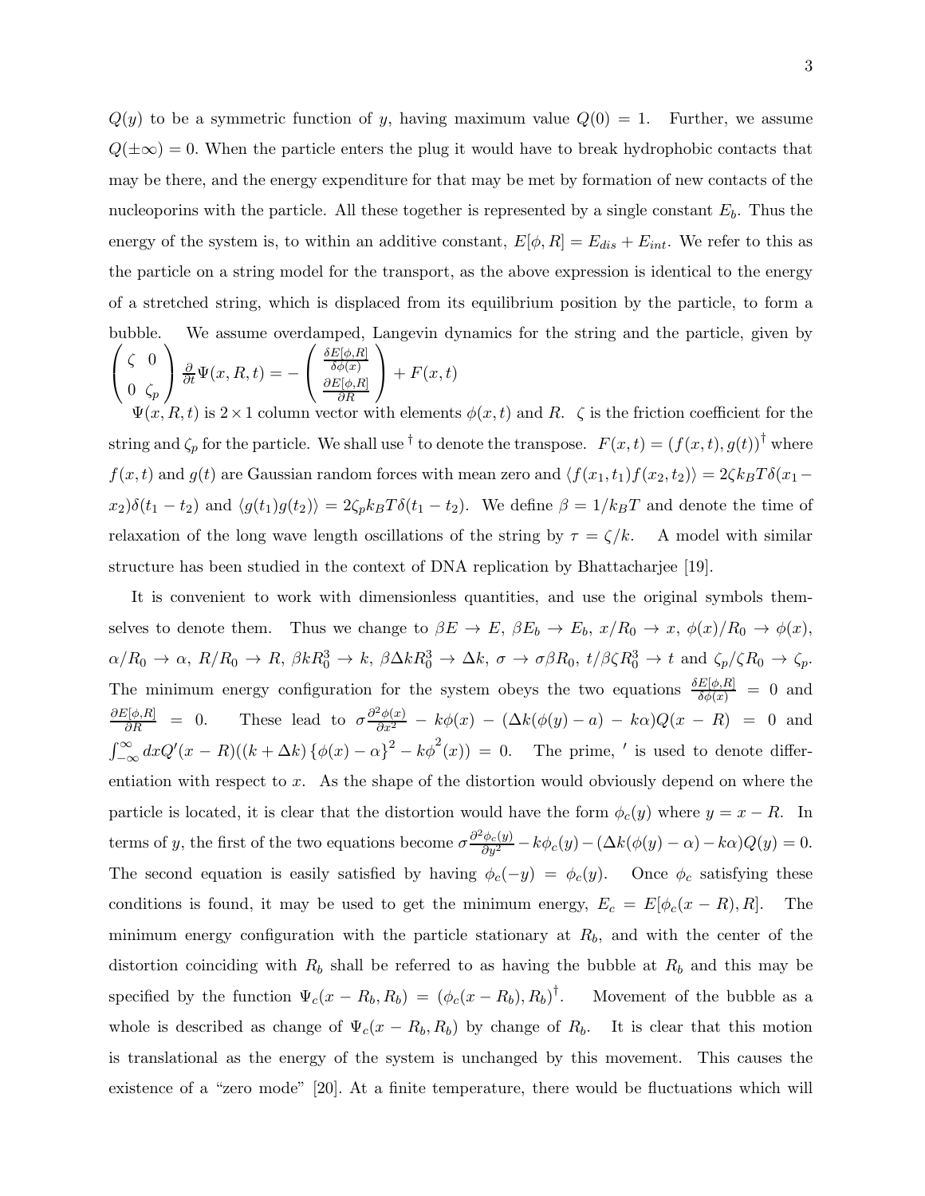$Q(y)$ to be a symmetric function of $y$, having maximum value $Q(0) = 1$. Further, we assume $Q(\pm\infty) = 0$. When the particle enters the plug it would have to break hydrophobic contacts that may be there, and the energy expenditure for that may be met by formation of new contacts of the nucleoporins with the particle. All these together is represented by a single constant $E_b$. Thus the energy of the system is, to within an additive constant, $E[\phi, R] = E_{dis} + E_{int}$. We refer to this as the particle on a string model for the transport, as the above expression is identical to the energy of a stretched string, which is displaced from its equilibrium position by the particle, to form a bubble. We assume overdamped, Langevin dynamics for the string and the particle, given by $\begin{pmatrix} \zeta & 0 \\ 0 & \zeta_p \end{pmatrix} \frac{\partial}{\partial t}\Psi(x, R, t) = -\begin{pmatrix} \frac{\delta E[\phi,R]}{\delta \phi(x)} \\ \frac{\partial E[\phi,R]}{\partial R} \end{pmatrix} + F(x,t)$

$\Psi(x, R, t)$ is $2 \times 1$ column vector with elements $\phi(x,t)$ and $R$. $\zeta$ is the friction coefficient for the string and $\zeta_p$ for the particle. We shall use $^\dagger$ to denote the transpose. $F(x,t) = (f(x,t), g(t))^\dagger$ where $f(x,t)$ and $g(t)$ are Gaussian random forces with mean zero and $\langle f(x_1,t_1) f(x_2,t_2)\rangle = 2\zeta k_B T \delta(x_1 - x_2)\delta(t_1 - t_2)$ and $\langle g(t_1) g(t_2)\rangle = 2\zeta_p k_B T \delta(t_1 - t_2)$. We define $\beta = 1/k_B T$ and denote the time of relaxation of the long wave length oscillations of the string by $\tau = \zeta/k$. A model with similar structure has been studied in the context of DNA replication by Bhattacharjee [19].

It is convenient to work with dimensionless quantities, and use the original symbols themselves to denote them. Thus we change to $\beta E \to E$, $\beta E_b \to E_b$, $x/R_0 \to x$, $\phi(x)/R_0 \to \phi(x)$, $\alpha/R_0 \to \alpha$, $R/R_0 \to R$, $\beta k R_0^3 \to k$, $\beta \Delta k R_0^3 \to \Delta k$, $\sigma \to \sigma \beta R_0$, $t/\beta \zeta R_0^3 \to t$ and $\zeta_p/\zeta R_0 \to \zeta_p$. The minimum energy configuration for the system obeys the two equations $\frac{\delta E[\phi,R]}{\delta \phi(x)} = 0$ and $\frac{\partial E[\phi,R]}{\partial R} = 0$. These lead to $\sigma \frac{\partial^2 \phi(x)}{\partial x^2} - k\phi(x) - (\Delta k(\phi(y) - a) - k\alpha)Q(x - R) = 0$ and $\int_{-\infty}^{\infty} dx Q'(x - R)((k + \Delta k)\{\phi(x) - \alpha\}^2 - k\phi^2(x)) = 0$. The prime, $'$ is used to denote differentiation with respect to $x$. As the shape of the distortion would obviously depend on where the particle is located, it is clear that the distortion would have the form $\phi_c(y)$ where $y = x - R$. In terms of $y$, the first of the two equations become $\sigma \frac{\partial^2 \phi_c(y)}{\partial y^2} - k\phi_c(y) - (\Delta k(\phi(y) - \alpha) - k\alpha)Q(y) = 0$. The second equation is easily satisfied by having $\phi_c(-y) = \phi_c(y)$. Once $\phi_c$ satisfying these conditions is found, it may be used to get the minimum energy, $E_c = E[\phi_c(x - R), R]$. The minimum energy configuration with the particle stationary at $R_b$, and with the center of the distortion coinciding with $R_b$ shall be referred to as having the bubble at $R_b$ and this may be specified by the function $\Psi_c(x - R_b, R_b) = (\phi_c(x - R_b), R_b)^\dagger$. Movement of the bubble as a whole is described as change of $\Psi_c(x - R_b, R_b)$ by change of $R_b$. It is clear that this motion is translational as the energy of the system is unchanged by this movement. This causes the existence of a "zero mode" [20]. At a finite temperature, there would be fluctuations which will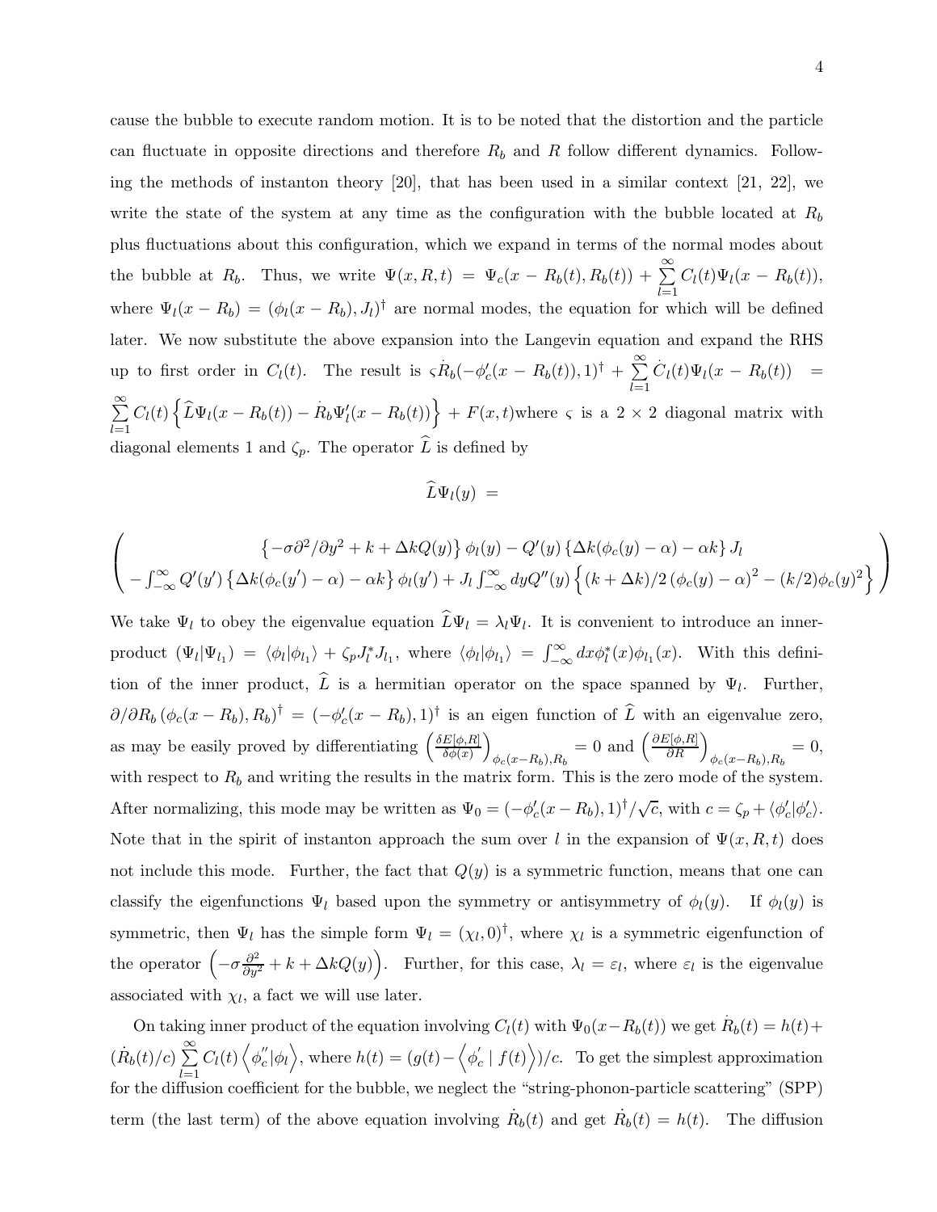cause the bubble to execute random motion. It is to be noted that the distortion and the particle can fluctuate in opposite directions and therefore $R_b$ and $R$ follow different dynamics. Following the methods of instanton theory [20], that has been used in a similar context [21, 22], we write the state of the system at any time as the configuration with the bubble located at $R_b$ plus fluctuations about this configuration, which we expand in terms of the normal modes about the bubble at $R_b$. Thus, we write $\Psi(x, R, t) = \Psi_c(x - R_b(t), R_b(t)) + \sum_{l=1}^{\infty} C_l(t)\Psi_l(x - R_b(t))$, where $\Psi_l(x - R_b) = (\phi_l(x - R_b), J_l)^\dagger$ are normal modes, the equation for which will be defined later. We now substitute the above expansion into the Langevin equation and expand the RHS up to first order in $C_l(t)$. The result is $\varsigma \dot{R}_b(-\phi_c'(x - R_b(t)), 1)^\dagger + \sum_{l=1}^{\infty} \dot{C}_l(t)\Psi_l(x - R_b(t)) = \sum_{l=1}^{\infty} C_l(t) \left\{ \widehat{L}\Psi_l(x - R_b(t)) - \dot{R}_b \Psi_l'(x - R_b(t)) \right\} + F(x, t)$where $\varsigma$ is a $2 \times 2$ diagonal matrix with diagonal elements 1 and $\zeta_p$. The operator $\widehat{L}$ is defined by

$$\widehat{L}\Psi_l(y) \;=$$

$$\begin{pmatrix} \left\{-\sigma \partial^2/\partial y^2 + k + \Delta k Q(y)\right\} \phi_l(y) - Q'(y) \left\{\Delta k(\phi_c(y) - \alpha) - \alpha k\right\} J_l \\ -\int_{-\infty}^{\infty} Q'(y') \left\{\Delta k(\phi_c(y') - \alpha) - \alpha k\right\} \phi_l(y') + J_l \int_{-\infty}^{\infty} dy Q''(y) \left\{(k + \Delta k)/2 \left(\phi_c(y) - \alpha\right)^2 - (k/2)\phi_c(y)^2\right\} \end{pmatrix}$$

We take $\Psi_l$ to obey the eigenvalue equation $\widehat{L}\Psi_l = \lambda_l \Psi_l$. It is convenient to introduce an inner-product $(\Psi_l|\Psi_{l_1}) = \langle \phi_l|\phi_{l_1}\rangle + \zeta_p J_l^* J_{l_1}$, where $\langle \phi_l|\phi_{l_1}\rangle = \int_{-\infty}^{\infty} dx \phi_l^*(x)\phi_{l_1}(x)$. With this definition of the inner product, $\widehat{L}$ is a hermitian operator on the space spanned by $\Psi_l$. Further, $\partial/\partial R_b \left(\phi_c(x - R_b), R_b\right)^\dagger = (-\phi_c'(x - R_b), 1)^\dagger$ is an eigen function of $\widehat{L}$ with an eigenvalue zero, as may be easily proved by differentiating $\left(\frac{\delta E[\phi, R]}{\delta \phi(x)}\right)_{\phi_c(x - R_b), R_b} = 0$ and $\left(\frac{\partial E[\phi, R]}{\partial R}\right)_{\phi_c(x - R_b), R_b} = 0$, with respect to $R_b$ and writing the results in the matrix form. This is the zero mode of the system. After normalizing, this mode may be written as $\Psi_0 = (-\phi_c'(x - R_b), 1)^\dagger/\sqrt{c}$, with $c = \zeta_p + \langle \phi_c'|\phi_c'\rangle$. Note that in the spirit of instanton approach the sum over $l$ in the expansion of $\Psi(x, R, t)$ does not include this mode. Further, the fact that $Q(y)$ is a symmetric function, means that one can classify the eigenfunctions $\Psi_l$ based upon the symmetry or antisymmetry of $\phi_l(y)$. If $\phi_l(y)$ is symmetric, then $\Psi_l$ has the simple form $\Psi_l = (\chi_l, 0)^\dagger$, where $\chi_l$ is a symmetric eigenfunction of the operator $\left(-\sigma \frac{\partial^2}{\partial y^2} + k + \Delta k Q(y)\right)$. Further, for this case, $\lambda_l = \varepsilon_l$, where $\varepsilon_l$ is the eigenvalue associated with $\chi_l$, a fact we will use later.

On taking inner product of the equation involving $C_l(t)$ with $\Psi_0(x - R_b(t))$ we get $\dot{R}_b(t) = h(t) + (\dot{R}_b(t)/c) \sum_{l=1}^{\infty} C_l(t) \left\langle \phi_c^{''}|\phi_l \right\rangle$, where $h(t) = (g(t) - \left\langle \phi_c^{'} \mid f(t) \right\rangle)/c$. To get the simplest approximation for the diffusion coefficient for the bubble, we neglect the "string-phonon-particle scattering" (SPP) term (the last term) of the above equation involving $\dot{R}_b(t)$ and get $\dot{R}_b(t) = h(t)$. The diffusion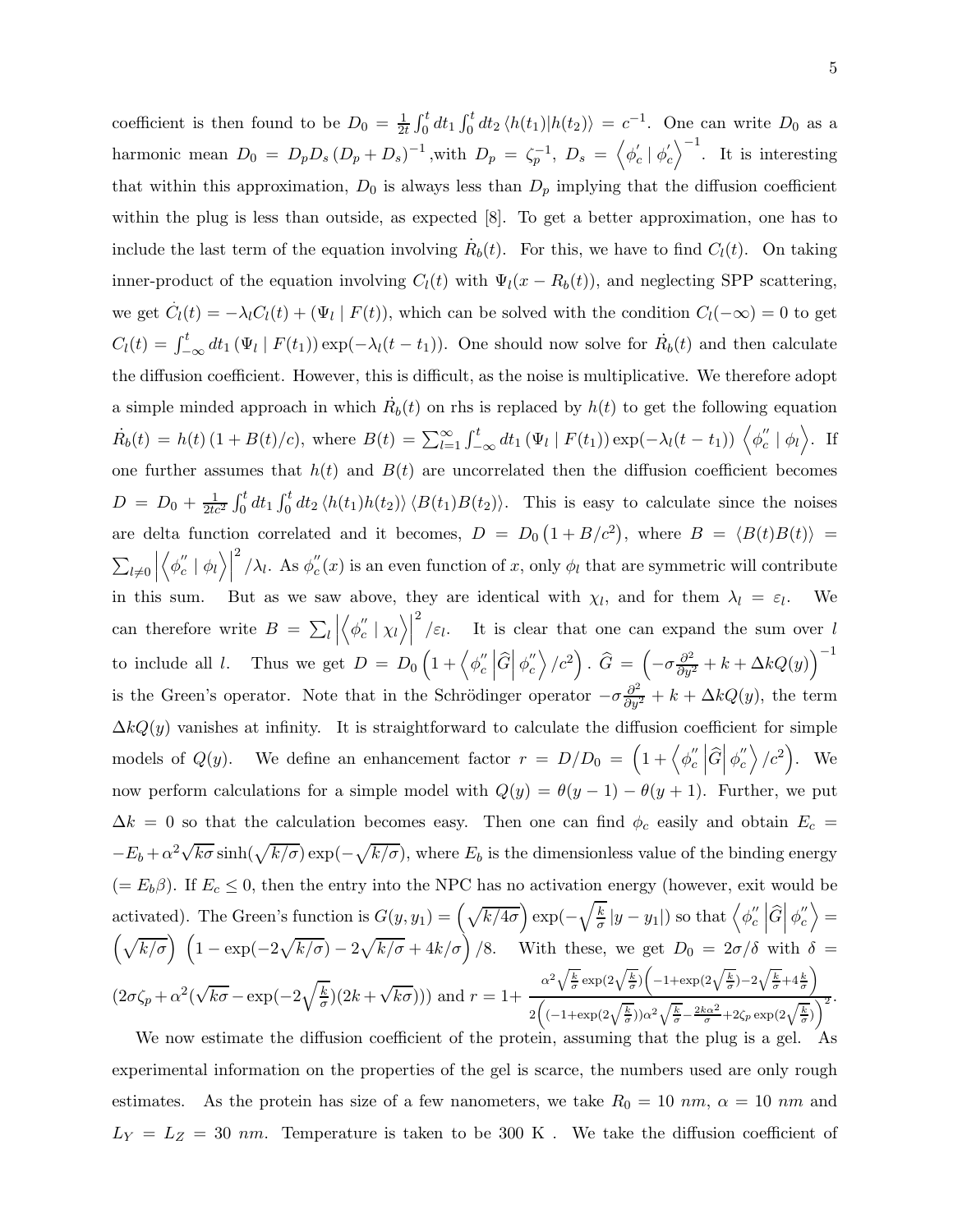coefficient is then found to be $D_0 = \frac{1}{2t}\int_0^t dt_1 \int_0^t dt_2 \langle h(t_1)|h(t_2)\rangle = c^{-1}$. One can write $D_0$ as a harmonic mean $D_0 = D_p D_s \left(D_p + D_s\right)^{-1}$,with $D_p = \zeta_p^{-1}$, $D_s = \left\langle \phi_c^{'} \mid \phi_c^{'} \right\rangle^{-1}$. It is interesting that within this approximation, $D_0$ is always less than $D_p$ implying that the diffusion coefficient within the plug is less than outside, as expected [8]. To get a better approximation, one has to include the last term of the equation involving $\dot{R}_b(t)$. For this, we have to find $C_l(t)$. On taking inner-product of the equation involving $C_l(t)$ with $\Psi_l(x - R_b(t))$, and neglecting SPP scattering, we get $\dot{C}_l(t) = -\lambda_l C_l(t) + (\Psi_l \mid F(t))$, which can be solved with the condition $C_l(-\infty) = 0$ to get $C_l(t) = \int_{-\infty}^t dt_1 \left(\Psi_l \mid F(t_1)\right) \exp(-\lambda_l(t - t_1))$. One should now solve for $\dot{R}_b(t)$ and then calculate the diffusion coefficient. However, this is difficult, as the noise is multiplicative. We therefore adopt a simple minded approach in which $\dot{R}_b(t)$ on rhs is replaced by $h(t)$ to get the following equation $\dot{R}_b(t) = h(t)\left(1 + B(t)/c\right)$, where $B(t) = \sum_{l=1}^{\infty} \int_{-\infty}^t dt_1 \left(\Psi_l \mid F(t_1)\right) \exp(-\lambda_l(t - t_1)) \left\langle \phi_c^{''} \mid \phi_l \right\rangle$. If one further assumes that $h(t)$ and $B(t)$ are uncorrelated then the diffusion coefficient becomes $D = D_0 + \frac{1}{2tc^2}\int_0^t dt_1 \int_0^t dt_2 \langle h(t_1)h(t_2)\rangle \langle B(t_1)B(t_2)\rangle$. This is easy to calculate since the noises are delta function correlated and it becomes, $D = D_0\left(1 + B/c^2\right)$, where $B = \langle B(t)B(t)\rangle = \sum_{l\neq 0} \left|\left\langle \phi_c^{''} \mid \phi_l \right\rangle\right|^2 / \lambda_l$. As $\phi_c^{''}(x)$ is an even function of $x$, only $\phi_l$ that are symmetric will contribute in this sum. But as we saw above, they are identical with $\chi_l$, and for them $\lambda_l = \varepsilon_l$. We can therefore write $B = \sum_l \left|\left\langle \phi_c^{''} \mid \chi_l \right\rangle\right|^2 / \varepsilon_l$. It is clear that one can expand the sum over $l$ to include all $l$. Thus we get $D = D_0\left(1 + \left\langle \phi_c^{''} \left| \widehat{G} \right| \phi_c^{''} \right\rangle / c^2\right)$. $\widehat{G} = \left(-\sigma \frac{\partial^2}{\partial y^2} + k + \Delta k Q(y)\right)^{-1}$ is the Green's operator. Note that in the Schrödinger operator $-\sigma \frac{\partial^2}{\partial y^2} + k + \Delta k Q(y)$, the term $\Delta k Q(y)$ vanishes at infinity. It is straightforward to calculate the diffusion coefficient for simple models of $Q(y)$. We define an enhancement factor $r = D/D_0 = \left(1 + \left\langle \phi_c^{''} \left| \widehat{G} \right| \phi_c^{''} \right\rangle / c^2\right)$. We now perform calculations for a simple model with $Q(y) = \theta(y-1) - \theta(y+1)$. Further, we put $\Delta k = 0$ so that the calculation becomes easy. Then one can find $\phi_c$ easily and obtain $E_c = -E_b + \alpha^2 \sqrt{k\sigma} \sinh(\sqrt{k/\sigma}) \exp(-\sqrt{k/\sigma})$, where $E_b$ is the dimensionless value of the binding energy ($= E_b\beta$). If $E_c \leq 0$, then the entry into the NPC has no activation energy (however, exit would be activated). The Green's function is $G(y, y_1) = \left(\sqrt{k/4\sigma}\right) \exp(-\sqrt{\frac{k}{\sigma}}\,|y - y_1|)$ so that $\left\langle \phi_c^{''} \left| \widehat{G} \right| \phi_c^{''} \right\rangle = \left(\sqrt{k/\sigma}\right) \left(1 - \exp(-2\sqrt{k/\sigma}) - 2\sqrt{k/\sigma} + 4k/\sigma\right)/8$. With these, we get $D_0 = 2\sigma/\delta$ with $\delta = (2\sigma\zeta_p + \alpha^2(\sqrt{k\sigma} - \exp(-2\sqrt{\frac{k}{\sigma}})(2k + \sqrt{k\sigma})))$ and $r = 1 + \frac{\alpha^2 \sqrt{\frac{k}{\sigma}} \exp(2\sqrt{\frac{k}{\sigma}}) \left(-1 + \exp(2\sqrt{\frac{k}{\sigma}}) - 2\sqrt{\frac{k}{\sigma}} + 4\frac{k}{\sigma}\right)}{2\left((-1 + \exp(2\sqrt{\frac{k}{\sigma}}))\alpha^2 \sqrt{\frac{k}{\sigma}} - \frac{2k\alpha^2}{\sigma} + 2\zeta_p \exp(2\sqrt{\frac{k}{\sigma}})\right)^2}$.

We now estimate the diffusion coefficient of the protein, assuming that the plug is a gel. As experimental information on the properties of the gel is scarce, the numbers used are only rough estimates. As the protein has size of a few nanometers, we take $R_0 = 10\ nm$, $\alpha = 10\ nm$ and $L_Y = L_Z = 30\ nm$. Temperature is taken to be 300 K . We take the diffusion coefficient of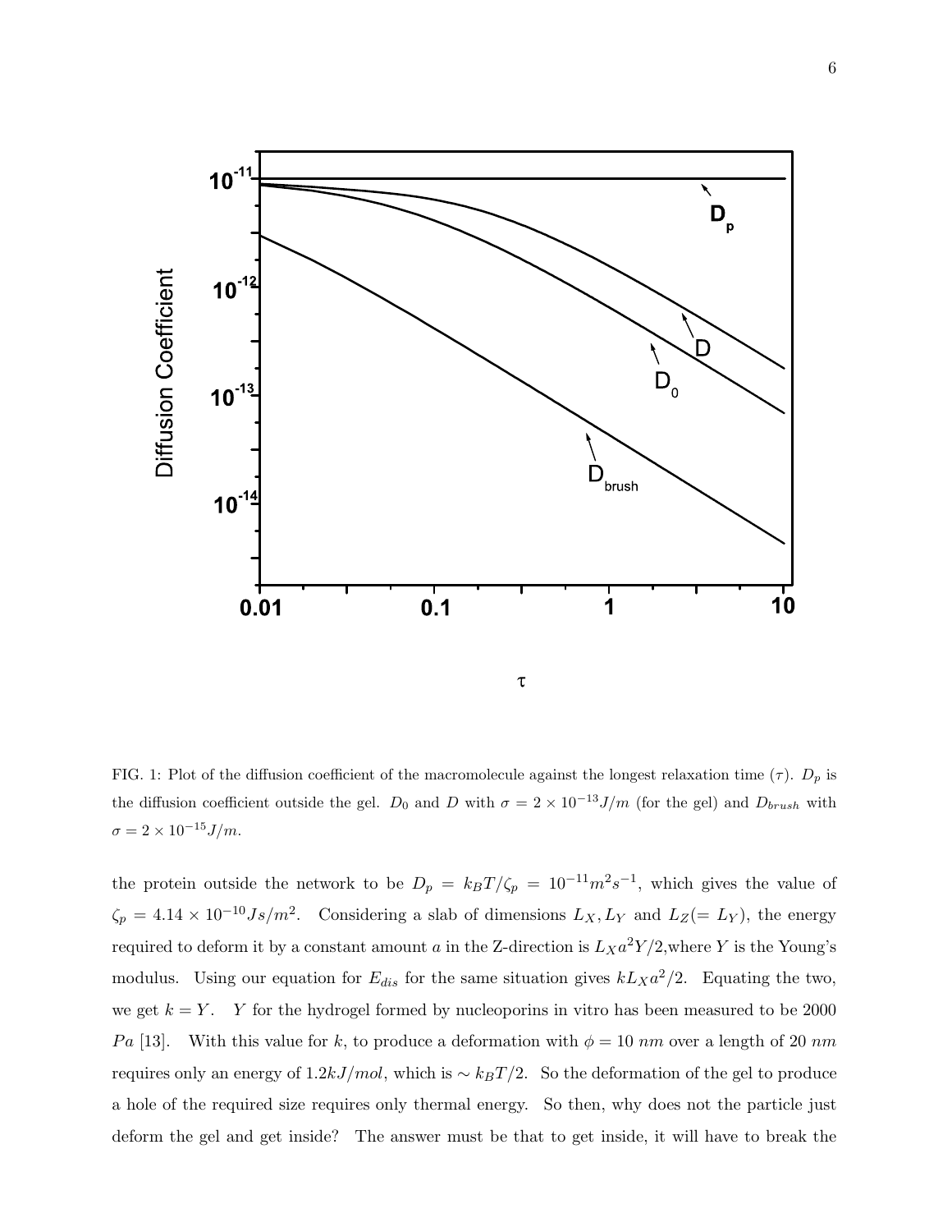FIG. 1: Plot of the diffusion coefficient of the macromolecule against the longest relaxation time ($\tau$). $D_p$ is the diffusion coefficient outside the gel. $D_0$ and $D$ with $\sigma = 2 \times 10^{-13} J/m$ (for the gel) and $D_{brush}$ with $\sigma = 2 \times 10^{-15} J/m$.

the protein outside the network to be $D_p = k_BT/\zeta_p = 10^{-11} m^2 s^{-1}$, which gives the value of $\zeta_p = 4.14 \times 10^{-10} Js/m^2$. Considering a slab of dimensions $L_X, L_Y$ and $L_Z (= L_Y)$, the energy required to deform it by a constant amount $a$ in the Z-direction is $L_X a^2 Y/2$,where $Y$ is the Young's modulus. Using our equation for $E_{dis}$ for the same situation gives $k L_X a^2/2$. Equating the two, we get $k = Y$. $Y$ for the hydrogel formed by nucleoporins in vitro has been measured to be 2000 $Pa$ [13]. With this value for $k$, to produce a deformation with $\phi = 10$ $nm$ over a length of 20 $nm$ requires only an energy of $1.2 kJ/mol$, which is $\sim k_BT/2$. So the deformation of the gel to produce a hole of the required size requires only thermal energy. So then, why does not the particle just deform the gel and get inside? The answer must be that to get inside, it will have to break the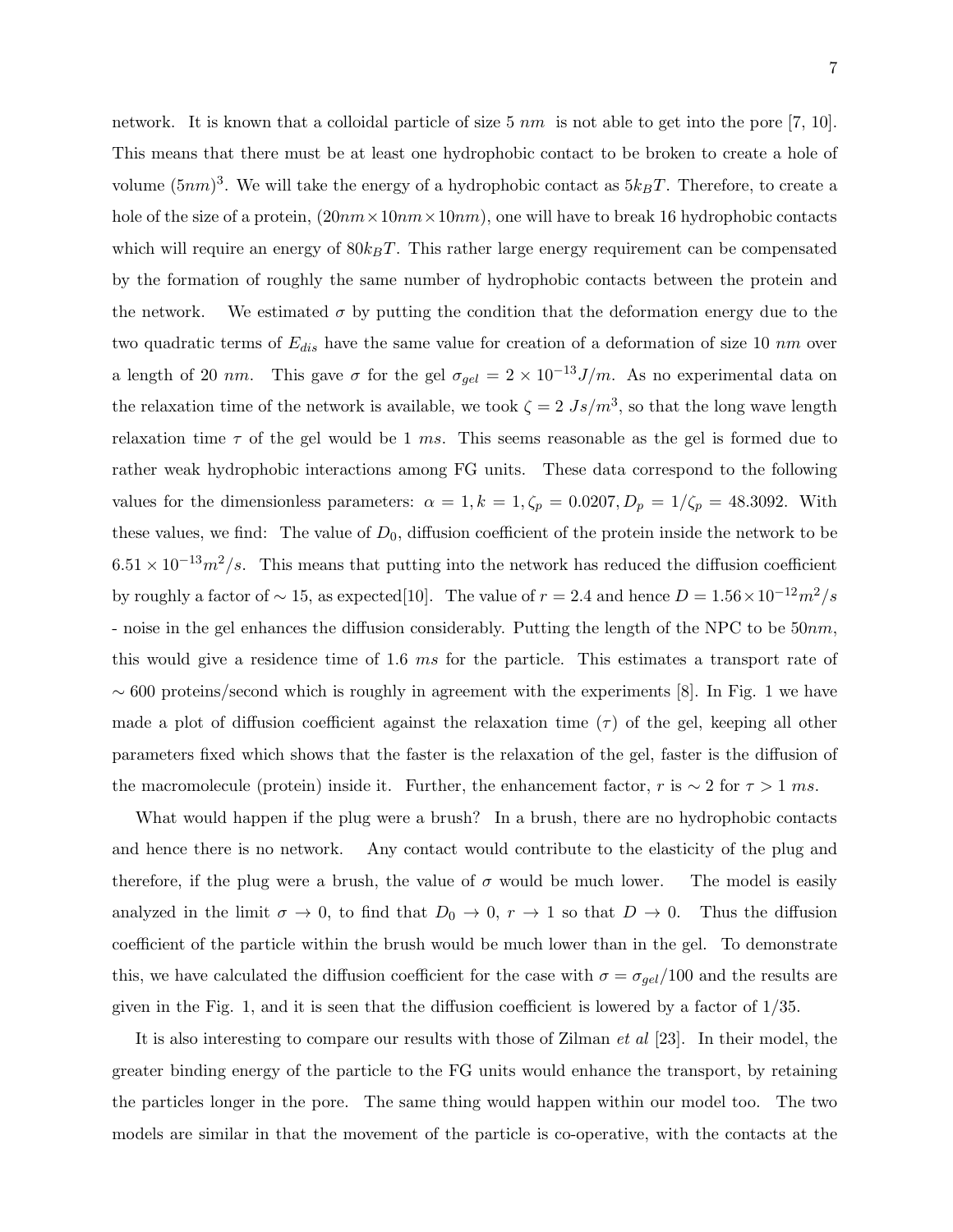network. It is known that a colloidal particle of size 5 $nm$ is not able to get into the pore [7, 10]. This means that there must be at least one hydrophobic contact to be broken to create a hole of volume $(5nm)^3$. We will take the energy of a hydrophobic contact as $5k_BT$. Therefore, to create a hole of the size of a protein, $(20nm \times 10nm \times 10nm)$, one will have to break 16 hydrophobic contacts which will require an energy of $80k_BT$. This rather large energy requirement can be compensated by the formation of roughly the same number of hydrophobic contacts between the protein and the network. We estimated $\sigma$ by putting the condition that the deformation energy due to the two quadratic terms of $E_{dis}$ have the same value for creation of a deformation of size 10 $nm$ over a length of 20 $nm$. This gave $\sigma$ for the gel $\sigma_{gel} = 2 \times 10^{-13} J/m$. As no experimental data on the relaxation time of the network is available, we took $\zeta = 2\ Js/m^3$, so that the long wave length relaxation time $\tau$ of the gel would be 1 $ms$. This seems reasonable as the gel is formed due to rather weak hydrophobic interactions among FG units. These data correspond to the following values for the dimensionless parameters: $\alpha = 1, k = 1, \zeta_p = 0.0207, D_p = 1/\zeta_p = 48.3092$. With these values, we find: The value of $D_0$, diffusion coefficient of the protein inside the network to be $6.51 \times 10^{-13} m^2/s$. This means that putting into the network has reduced the diffusion coefficient by roughly a factor of $\sim 15$, as expected[10]. The value of $r = 2.4$ and hence $D = 1.56 \times 10^{-12} m^2/s$ - noise in the gel enhances the diffusion considerably. Putting the length of the NPC to be $50nm$, this would give a residence time of 1.6 $ms$ for the particle. This estimates a transport rate of $\sim 600$ proteins/second which is roughly in agreement with the experiments [8]. In Fig. 1 we have made a plot of diffusion coefficient against the relaxation time ($\tau$) of the gel, keeping all other parameters fixed which shows that the faster is the relaxation of the gel, faster is the diffusion of the macromolecule (protein) inside it. Further, the enhancement factor, $r$ is $\sim 2$ for $\tau > 1\ ms$.

What would happen if the plug were a brush? In a brush, there are no hydrophobic contacts and hence there is no network. Any contact would contribute to the elasticity of the plug and therefore, if the plug were a brush, the value of $\sigma$ would be much lower. The model is easily analyzed in the limit $\sigma \to 0$, to find that $D_0 \to 0$, $r \to 1$ so that $D \to 0$. Thus the diffusion coefficient of the particle within the brush would be much lower than in the gel. To demonstrate this, we have calculated the diffusion coefficient for the case with $\sigma = \sigma_{gel}/100$ and the results are given in the Fig. 1, and it is seen that the diffusion coefficient is lowered by a factor of 1/35.

It is also interesting to compare our results with those of Zilman *et al* [23]. In their model, the greater binding energy of the particle to the FG units would enhance the transport, by retaining the particles longer in the pore. The same thing would happen within our model too. The two models are similar in that the movement of the particle is co-operative, with the contacts at the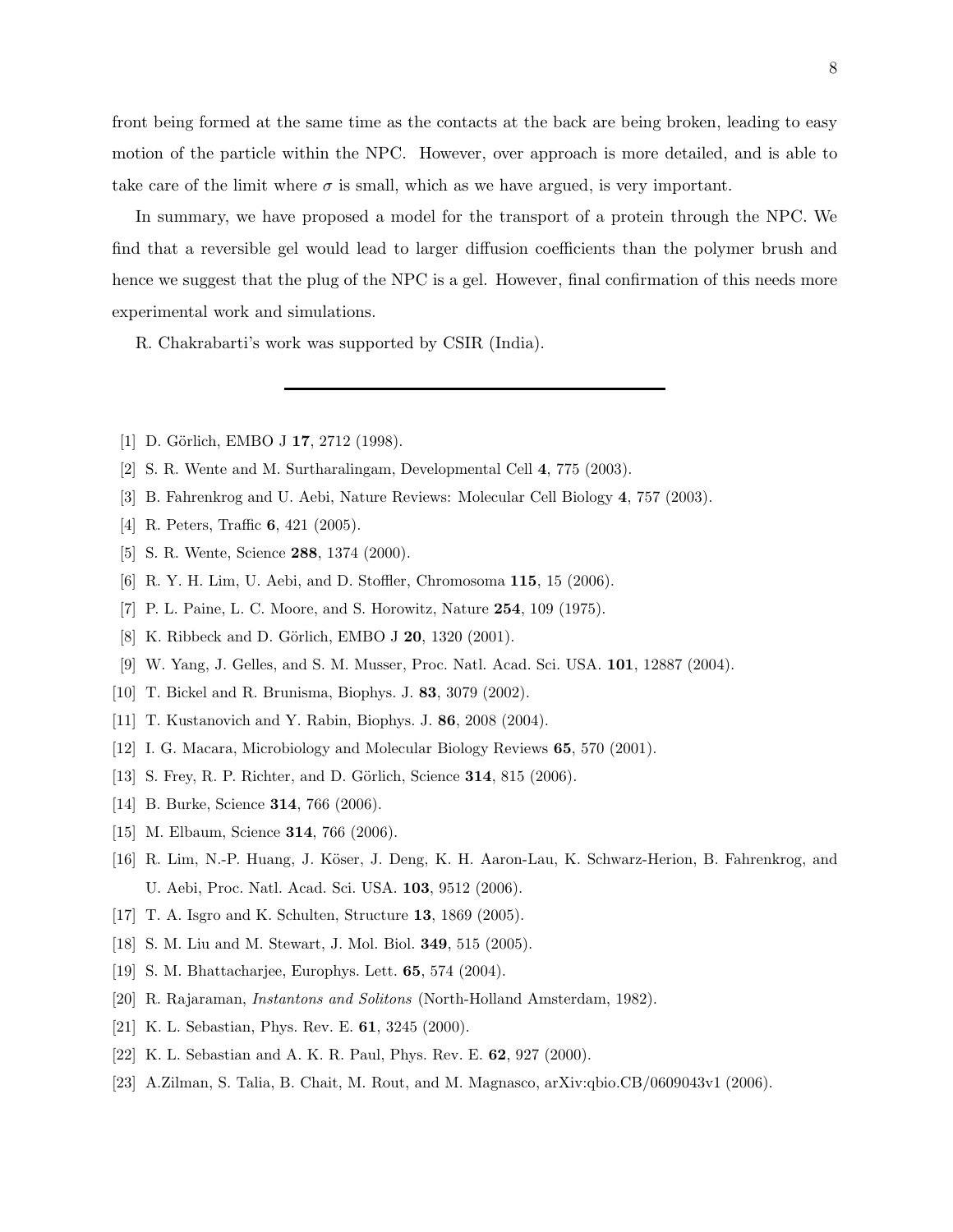front being formed at the same time as the contacts at the back are being broken, leading to easy motion of the particle within the NPC. However, over approach is more detailed, and is able to take care of the limit where $\sigma$ is small, which as we have argued, is very important.

In summary, we have proposed a model for the transport of a protein through the NPC. We find that a reversible gel would lead to larger diffusion coefficients than the polymer brush and hence we suggest that the plug of the NPC is a gel. However, final confirmation of this needs more experimental work and simulations.

R. Chakrabarti's work was supported by CSIR (India).

---

[1] D. Görlich, EMBO J **17**, 2712 (1998).

[2] S. R. Wente and M. Surtharalingam, Developmental Cell **4**, 775 (2003).

[3] B. Fahrenkrog and U. Aebi, Nature Reviews: Molecular Cell Biology **4**, 757 (2003).

[4] R. Peters, Traffic **6**, 421 (2005).

[5] S. R. Wente, Science **288**, 1374 (2000).

[6] R. Y. H. Lim, U. Aebi, and D. Stoffler, Chromosoma **115**, 15 (2006).

[7] P. L. Paine, L. C. Moore, and S. Horowitz, Nature **254**, 109 (1975).

[8] K. Ribbeck and D. Görlich, EMBO J **20**, 1320 (2001).

[9] W. Yang, J. Gelles, and S. M. Musser, Proc. Natl. Acad. Sci. USA. **101**, 12887 (2004).

[10] T. Bickel and R. Brunisma, Biophys. J. **83**, 3079 (2002).

[11] T. Kustanovich and Y. Rabin, Biophys. J. **86**, 2008 (2004).

[12] I. G. Macara, Microbiology and Molecular Biology Reviews **65**, 570 (2001).

[13] S. Frey, R. P. Richter, and D. Görlich, Science **314**, 815 (2006).

[14] B. Burke, Science **314**, 766 (2006).

[15] M. Elbaum, Science **314**, 766 (2006).

[16] R. Lim, N.-P. Huang, J. Köser, J. Deng, K. H. Aaron-Lau, K. Schwarz-Herion, B. Fahrenkrog, and U. Aebi, Proc. Natl. Acad. Sci. USA. **103**, 9512 (2006).

[17] T. A. Isgro and K. Schulten, Structure **13**, 1869 (2005).

[18] S. M. Liu and M. Stewart, J. Mol. Biol. **349**, 515 (2005).

[19] S. M. Bhattacharjee, Europhys. Lett. **65**, 574 (2004).

[20] R. Rajaraman, *Instantons and Solitons* (North-Holland Amsterdam, 1982).

[21] K. L. Sebastian, Phys. Rev. E. **61**, 3245 (2000).

[22] K. L. Sebastian and A. K. R. Paul, Phys. Rev. E. **62**, 927 (2000).

[23] A.Zilman, S. Talia, B. Chait, M. Rout, and M. Magnasco, arXiv:qbio.CB/0609043v1 (2006).